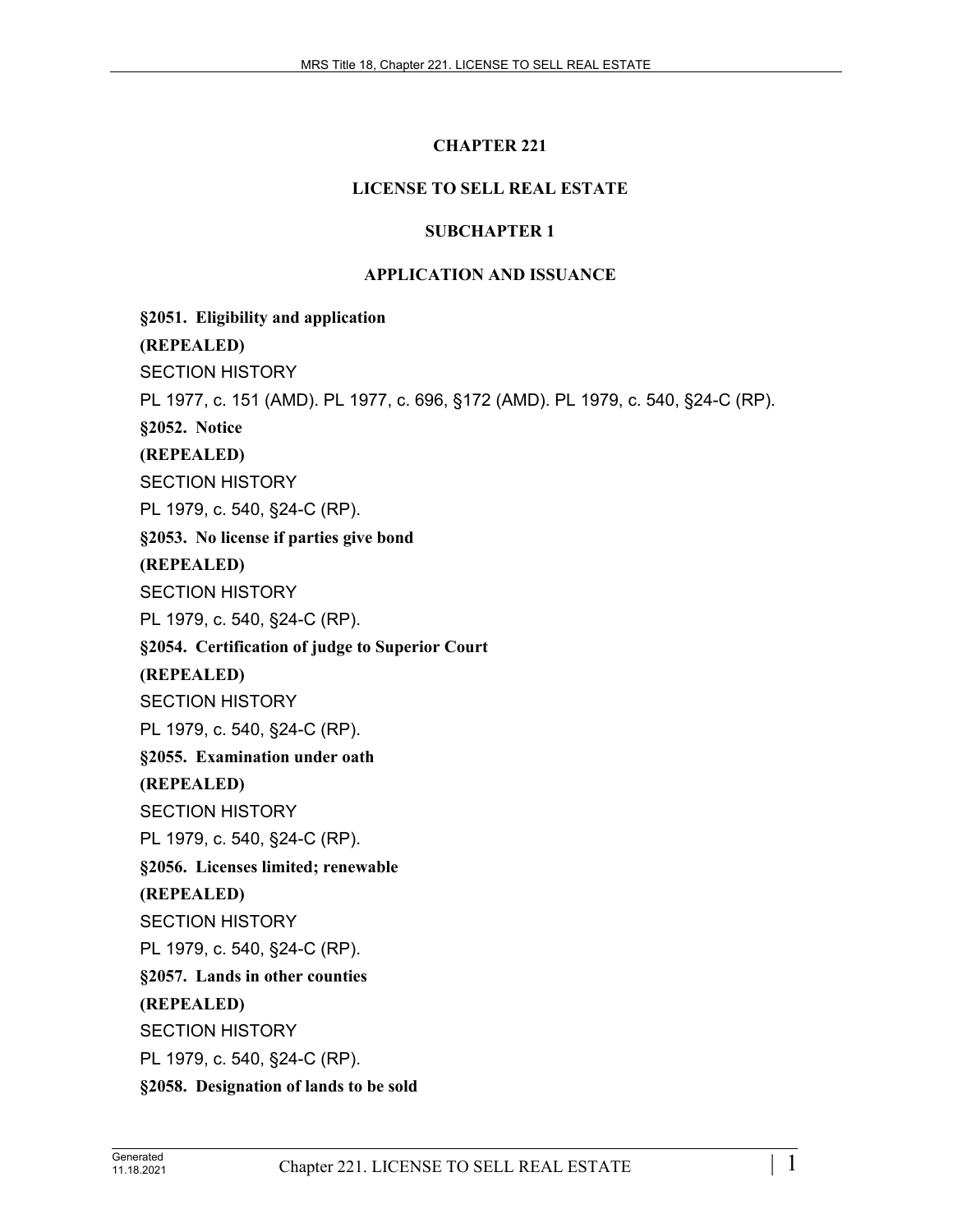# CHAPTER 221

# LICENSE TO SELL REAL ESTATE

## SUBCHAPTER 1

## APPLICATION AND ISSUANCE

**§2051. Eligibility and application**

**(REPEALED)**

SECTION HISTORY

PL 1977, c. 151 (AMD). PL 1977, c. 696, §172 (AMD). PL 1979, c. 540, §24-C (RP).

**§2052. Notice**

**(REPEALED)**

SECTION HISTORY

PL 1979, c. 540, §24-C (RP).

**§2053. No license if parties give bond**

**(REPEALED)**

SECTION HISTORY

PL 1979, c. 540, §24-C (RP).

**§2054. Certification of judge to Superior Court**

**(REPEALED)**

SECTION HISTORY

PL 1979, c. 540, §24-C (RP).

**§2055. Examination under oath**

**(REPEALED)**

SECTION HISTORY

PL 1979, c. 540, §24-C (RP).

**§2056. Licenses limited; renewable**

**(REPEALED)**

SECTION HISTORY

PL 1979, c. 540, §24-C (RP).

**§2057. Lands in other counties**

**(REPEALED)**

SECTION HISTORY

PL 1979, c. 540, §24-C (RP).

**§2058. Designation of lands to be sold**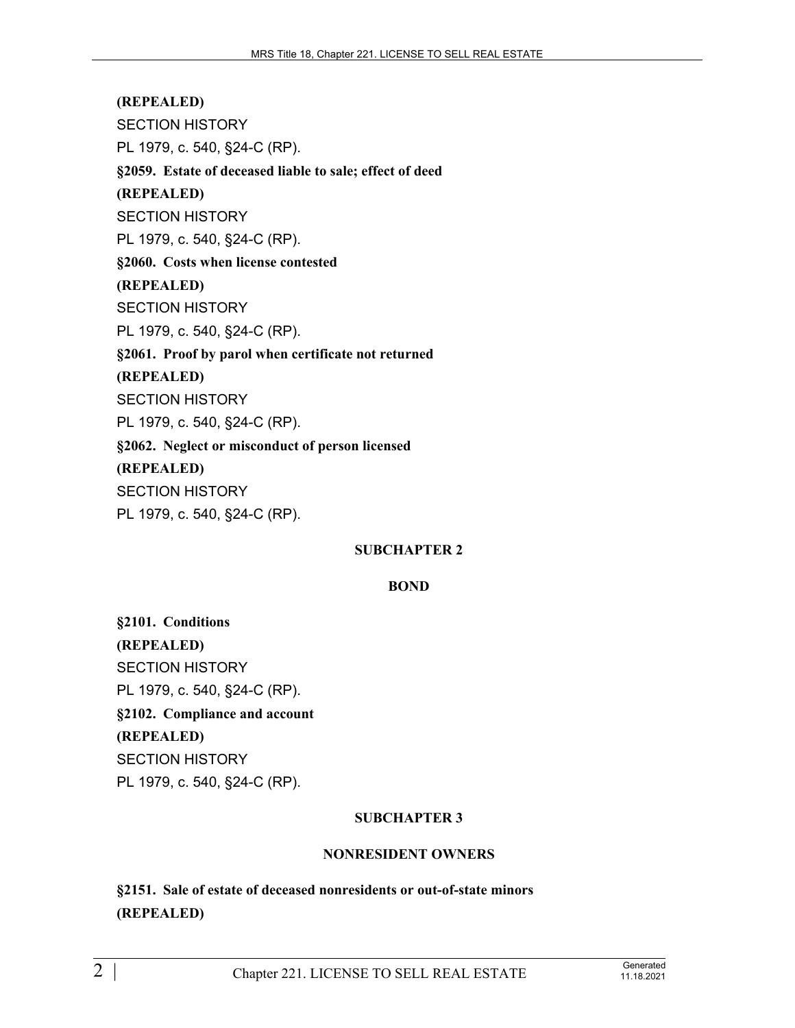**(REPEALED)**

SECTION HISTORY

PL 1979, c. 540, §24-C (RP).

**§2059. Estate of deceased liable to sale; effect of deed**

**(REPEALED)**

SECTION HISTORY

PL 1979, c. 540, §24-C (RP).

**§2060. Costs when license contested**

**(REPEALED)**

SECTION HISTORY

PL 1979, c. 540, §24-C (RP).

**§2061. Proof by parol when certificate not returned**

**(REPEALED)**

SECTION HISTORY

PL 1979, c. 540, §24-C (RP).

**§2062. Neglect or misconduct of person licensed**

**(REPEALED)**

SECTION HISTORY

PL 1979, c. 540, §24-C (RP).

## SUBCHAPTER 2

## BOND

**§2101. Conditions**

**(REPEALED)**

SECTION HISTORY

PL 1979, c. 540, §24-C (RP).

**§2102. Compliance and account**

**(REPEALED)**

SECTION HISTORY

PL 1979, c. 540, §24-C (RP).

## SUBCHAPTER 3

## NONRESIDENT OWNERS

**§2151. Sale of estate of deceased nonresidents or out-of-state minors**

**(REPEALED)**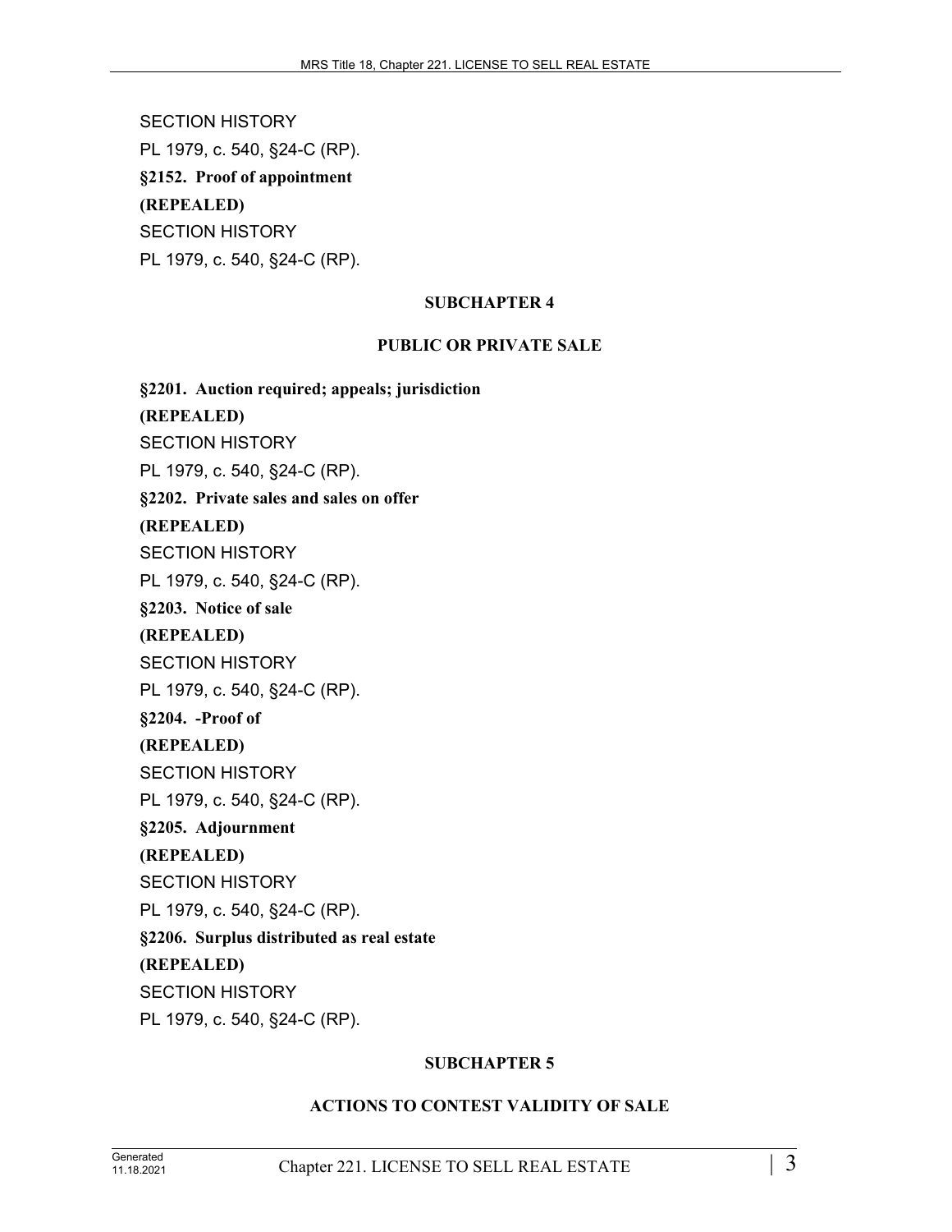SECTION HISTORY

PL 1979, c. 540, §24-C (RP).

**§2152. Proof of appointment**

**(REPEALED)**

SECTION HISTORY

PL 1979, c. 540, §24-C (RP).

## SUBCHAPTER 4

## PUBLIC OR PRIVATE SALE

**§2201. Auction required; appeals; jurisdiction**

**(REPEALED)**

SECTION HISTORY

PL 1979, c. 540, §24-C (RP).

**§2202. Private sales and sales on offer**

**(REPEALED)**

SECTION HISTORY

PL 1979, c. 540, §24-C (RP).

**§2203. Notice of sale**

**(REPEALED)**

SECTION HISTORY

PL 1979, c. 540, §24-C (RP).

**§2204. -Proof of**

**(REPEALED)**

SECTION HISTORY

PL 1979, c. 540, §24-C (RP).

**§2205. Adjournment**

**(REPEALED)**

SECTION HISTORY

PL 1979, c. 540, §24-C (RP).

**§2206. Surplus distributed as real estate**

**(REPEALED)**

SECTION HISTORY

PL 1979, c. 540, §24-C (RP).

## SUBCHAPTER 5

## ACTIONS TO CONTEST VALIDITY OF SALE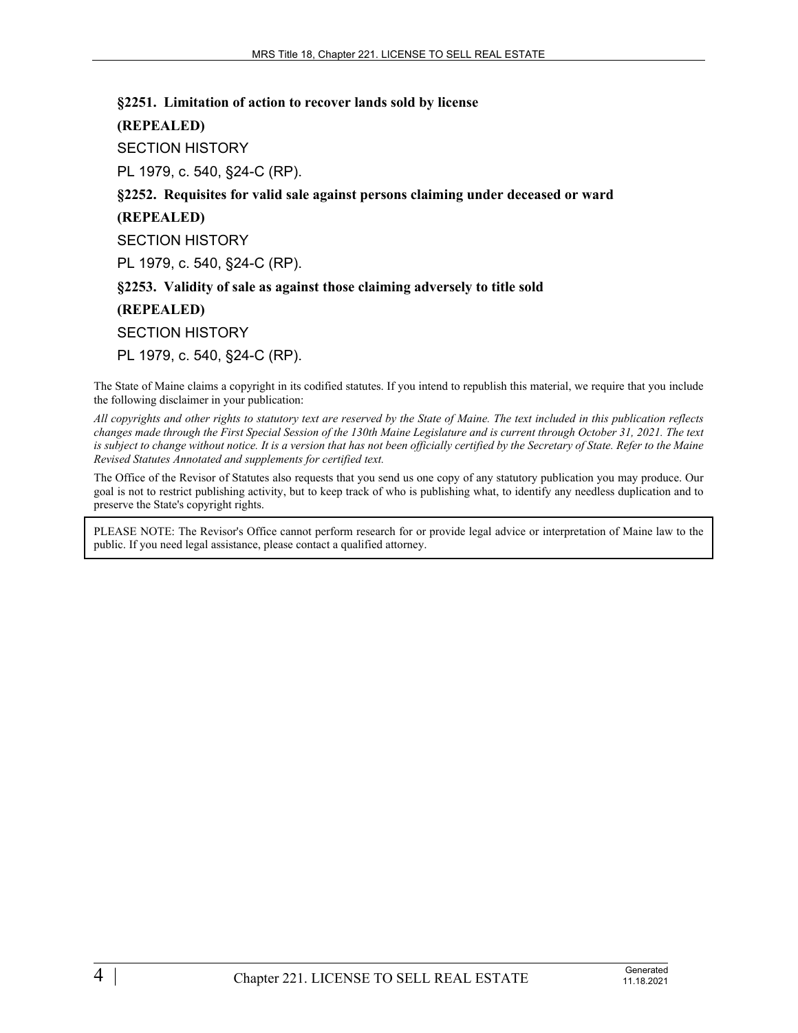**§2251. Limitation of action to recover lands sold by license**

**(REPEALED)**

SECTION HISTORY

PL 1979, c. 540, §24-C (RP).

**§2252. Requisites for valid sale against persons claiming under deceased or ward**

**(REPEALED)**

SECTION HISTORY

PL 1979, c. 540, §24-C (RP).

**§2253. Validity of sale as against those claiming adversely to title sold**

**(REPEALED)**

SECTION HISTORY

PL 1979, c. 540, §24-C (RP).

The State of Maine claims a copyright in its codified statutes. If you intend to republish this material, we require that you include the following disclaimer in your publication:

*All copyrights and other rights to statutory text are reserved by the State of Maine. The text included in this publication reflects changes made through the First Special Session of the 130th Maine Legislature and is current through October 31, 2021. The text is subject to change without notice. It is a version that has not been officially certified by the Secretary of State. Refer to the Maine Revised Statutes Annotated and supplements for certified text.*

The Office of the Revisor of Statutes also requests that you send us one copy of any statutory publication you may produce. Our goal is not to restrict publishing activity, but to keep track of who is publishing what, to identify any needless duplication and to preserve the State's copyright rights.

PLEASE NOTE: The Revisor's Office cannot perform research for or provide legal advice or interpretation of Maine law to the public. If you need legal assistance, please contact a qualified attorney.